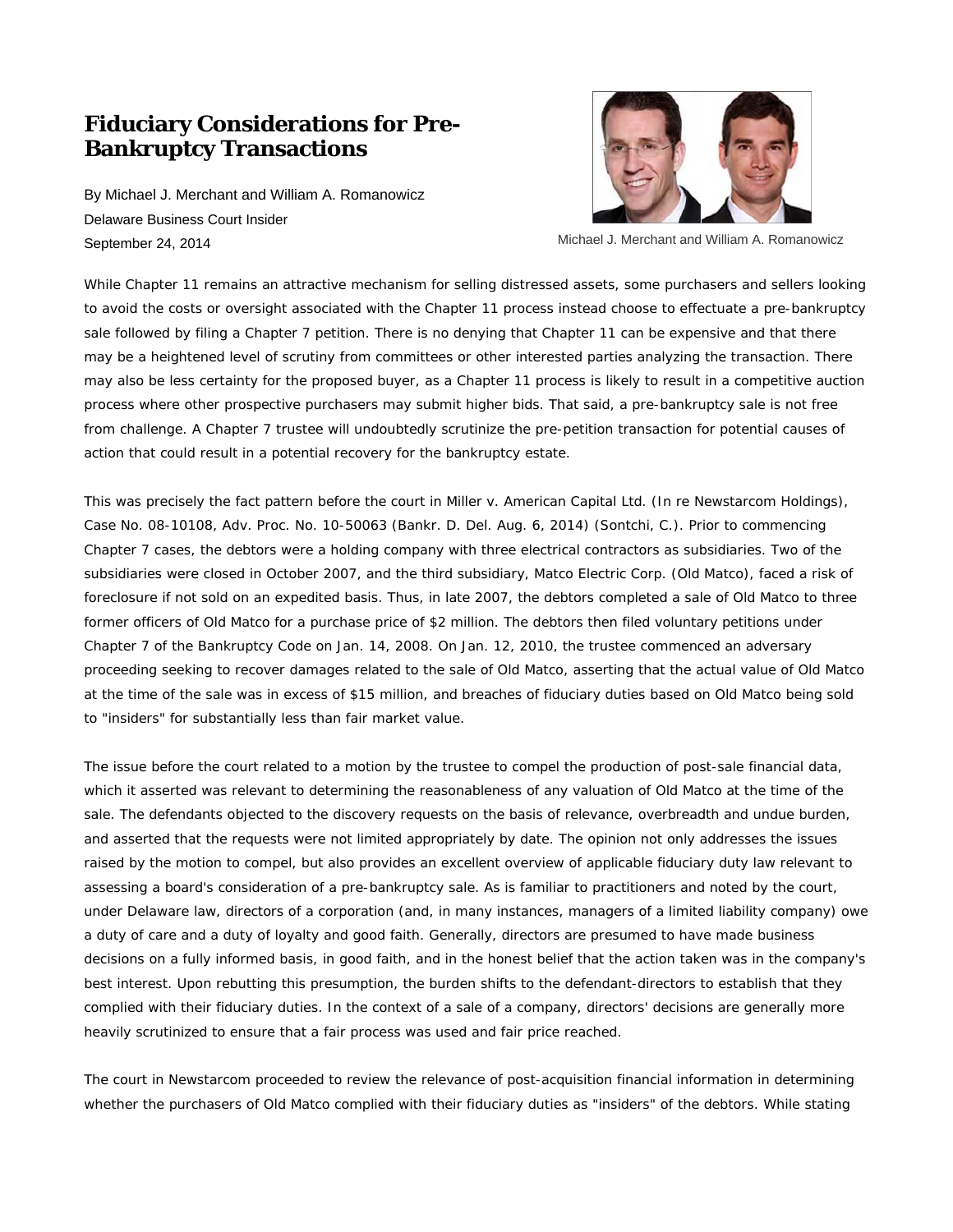# Fiduciary Considerations for Pre-Bankruptcy Transactions

By Michael J. Merchant and William A. Romanowicz
Delaware Business Court Insider
September 24, 2014

Michael J. Merchant and William A. Romanowicz

While Chapter 11 remains an attractive mechanism for selling distressed assets, some purchasers and sellers looking to avoid the costs or oversight associated with the Chapter 11 process instead choose to effectuate a pre-bankruptcy sale followed by filing a Chapter 7 petition. There is no denying that Chapter 11 can be expensive and that there may be a heightened level of scrutiny from committees or other interested parties analyzing the transaction. There may also be less certainty for the proposed buyer, as a Chapter 11 process is likely to result in a competitive auction process where other prospective purchasers may submit higher bids. That said, a pre-bankruptcy sale is not free from challenge. A Chapter 7 trustee will undoubtedly scrutinize the pre-petition transaction for potential causes of action that could result in a potential recovery for the bankruptcy estate.

This was precisely the fact pattern before the court in Miller v. American Capital Ltd. (In re Newstarcom Holdings), Case No. 08-10108, Adv. Proc. No. 10-50063 (Bankr. D. Del. Aug. 6, 2014) (Sontchi, C.). Prior to commencing Chapter 7 cases, the debtors were a holding company with three electrical contractors as subsidiaries. Two of the subsidiaries were closed in October 2007, and the third subsidiary, Matco Electric Corp. (Old Matco), faced a risk of foreclosure if not sold on an expedited basis. Thus, in late 2007, the debtors completed a sale of Old Matco to three former officers of Old Matco for a purchase price of $2 million. The debtors then filed voluntary petitions under Chapter 7 of the Bankruptcy Code on Jan. 14, 2008. On Jan. 12, 2010, the trustee commenced an adversary proceeding seeking to recover damages related to the sale of Old Matco, asserting that the actual value of Old Matco at the time of the sale was in excess of $15 million, and breaches of fiduciary duties based on Old Matco being sold to "insiders" for substantially less than fair market value.

The issue before the court related to a motion by the trustee to compel the production of post-sale financial data, which it asserted was relevant to determining the reasonableness of any valuation of Old Matco at the time of the sale. The defendants objected to the discovery requests on the basis of relevance, overbreadth and undue burden, and asserted that the requests were not limited appropriately by date. The opinion not only addresses the issues raised by the motion to compel, but also provides an excellent overview of applicable fiduciary duty law relevant to assessing a board's consideration of a pre-bankruptcy sale. As is familiar to practitioners and noted by the court, under Delaware law, directors of a corporation (and, in many instances, managers of a limited liability company) owe a duty of care and a duty of loyalty and good faith. Generally, directors are presumed to have made business decisions on a fully informed basis, in good faith, and in the honest belief that the action taken was in the company's best interest. Upon rebutting this presumption, the burden shifts to the defendant-directors to establish that they complied with their fiduciary duties. In the context of a sale of a company, directors' decisions are generally more heavily scrutinized to ensure that a fair process was used and fair price reached.

The court in Newstarcom proceeded to review the relevance of post-acquisition financial information in determining whether the purchasers of Old Matco complied with their fiduciary duties as "insiders" of the debtors. While stating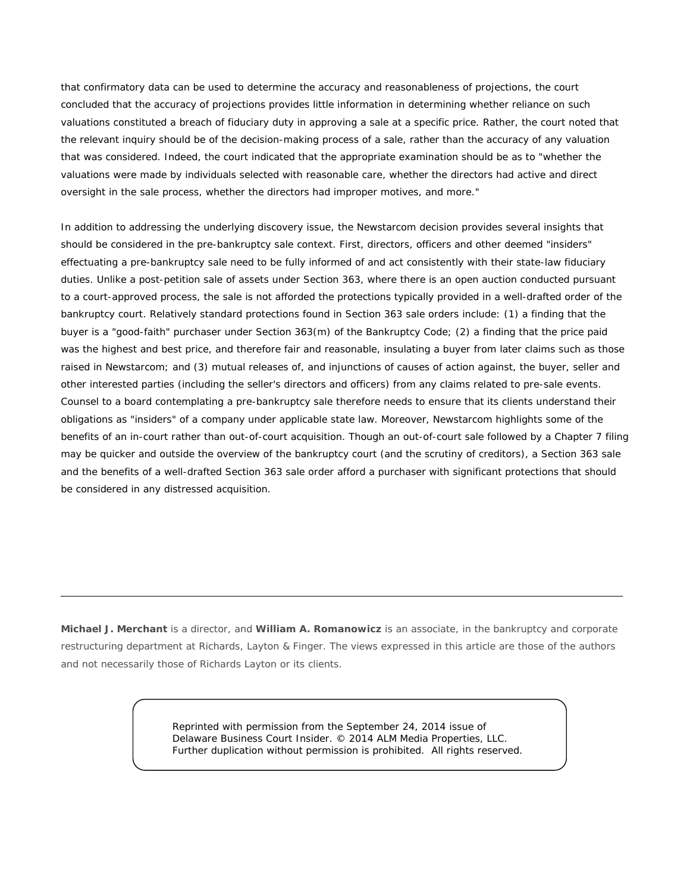that confirmatory data can be used to determine the accuracy and reasonableness of projections, the court concluded that the accuracy of projections provides little information in determining whether reliance on such valuations constituted a breach of fiduciary duty in approving a sale at a specific price. Rather, the court noted that the relevant inquiry should be of the decision-making process of a sale, rather than the accuracy of any valuation that was considered. Indeed, the court indicated that the appropriate examination should be as to "whether the valuations were made by individuals selected with reasonable care, whether the directors had active and direct oversight in the sale process, whether the directors had improper motives, and more."

In addition to addressing the underlying discovery issue, the Newstarcom decision provides several insights that should be considered in the pre-bankruptcy sale context. First, directors, officers and other deemed "insiders" effectuating a pre-bankruptcy sale need to be fully informed of and act consistently with their state-law fiduciary duties. Unlike a post-petition sale of assets under Section 363, where there is an open auction conducted pursuant to a court-approved process, the sale is not afforded the protections typically provided in a well-drafted order of the bankruptcy court. Relatively standard protections found in Section 363 sale orders include: (1) a finding that the buyer is a "good-faith" purchaser under Section 363(m) of the Bankruptcy Code; (2) a finding that the price paid was the highest and best price, and therefore fair and reasonable, insulating a buyer from later claims such as those raised in Newstarcom; and (3) mutual releases of, and injunctions of causes of action against, the buyer, seller and other interested parties (including the seller's directors and officers) from any claims related to pre-sale events. Counsel to a board contemplating a pre-bankruptcy sale therefore needs to ensure that its clients understand their obligations as "insiders" of a company under applicable state law. Moreover, Newstarcom highlights some of the benefits of an in-court rather than out-of-court acquisition. Though an out-of-court sale followed by a Chapter 7 filing may be quicker and outside the overview of the bankruptcy court (and the scrutiny of creditors), a Section 363 sale and the benefits of a well-drafted Section 363 sale order afford a purchaser with significant protections that should be considered in any distressed acquisition.

---

**Michael J. Merchant** is a director, and **William A. Romanowicz** is an associate, in the bankruptcy and corporate restructuring department at Richards, Layton & Finger. The views expressed in this article are those of the authors and not necessarily those of Richards Layton or its clients.

Reprinted with permission from the September 24, 2014 issue of Delaware Business Court Insider. © 2014 ALM Media Properties, LLC. Further duplication without permission is prohibited. All rights reserved.